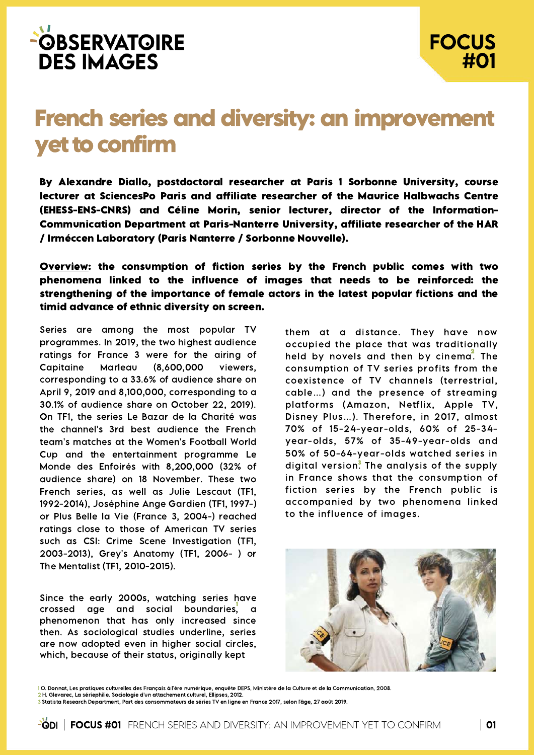# French series and diversity: an improvement yet to confirm

**By Alexandre Diallo, postdoctoral researcher at Paris 1 Sorbonne University, course lecturer at SciencesPo Paris and affiliate researcher of the Maurice Halbwachs Centre (EHESS-ENS-CNRS) and Céline Morin, senior lecturer, director of the Information-Communication Department at Paris-Nanterre University, affiliate researcher of the HAR / Irméccen Laboratory (Paris Nanterre / Sorbonne Nouvelle).**

**Overview: the consumption of fiction series by the French public comes with two phenomena linked to the influence of images that needs to be reinforced: the strengthening of the importance of female actors in the latest popular fictions and the timid advance of ethnic diversity on screen.**

Series are among the most popular TV programmes. In 2019, the two highest audience ratings for France 3 were for the airing of Capitaine Marleau (8,600,000 viewers, corresponding to a 33.6% of audience share on April 9, 2019 and 8,100,000, corresponding to a 30.1% of audience share on October 22, 2019). On TF1, the series Le Bazar de la Charité was the channel's 3rd best audience the French team's matches at the Women's Football World Cup and the entertainment programme Le Monde des Enfoirés with 8,200,000 (32% of audience share) on 18 November. These two French series, as well as Julie Lescaut (TF1, 1992-2014), Joséphine Ange Gardien (TF1, 1997-) or Plus Belle la Vie (France 3, 2004-) reached ratings close to those of American TV series such as CSI: Crime Scene Investigation (TF1, 2003-2013), Grey's Anatomy (TF1, 2006- ) or The Mentalist (TF1, 2010-2015).

Since the early 2000s, watching series have crossed age and social boundaries[1], a phenomenon that has only increased since then. As sociological studies underline, series are now adopted even in higher social circles, which, because of their status, originally kept them at a distance. They have now occupied the place that was traditionally held by novels and then by cinema[2]. The consumption of TV series profits from the coexistence of TV channels (terrestrial, cable...) and the presence of streaming platforms (Amazon, Netflix, Apple TV, Disney Plus...). Therefore, in 2017, almost 70% of 15-24-year-olds, 60% of 25-34-year-olds, 57% of 35-49-year-olds and 50% of 50-64-year-olds watched series in digital version[3]. The analysis of the supply in France shows that the consumption of fiction series by the French public is accompanied by two phenomena linked to the influence of images.

1 O. Donnat, Les pratiques culturelles des Français à l'ère numérique, enquête DEPS, Ministère de la Culture et de la Communication, 2008.
2 H. Glevarec, La sériephilie. Sociologie d'un attachement culturel, Ellipses, 2012.
3 Statista Research Department, Part des consommateurs de séries TV en ligne en France 2017, selon l'âge, 27 août 2019.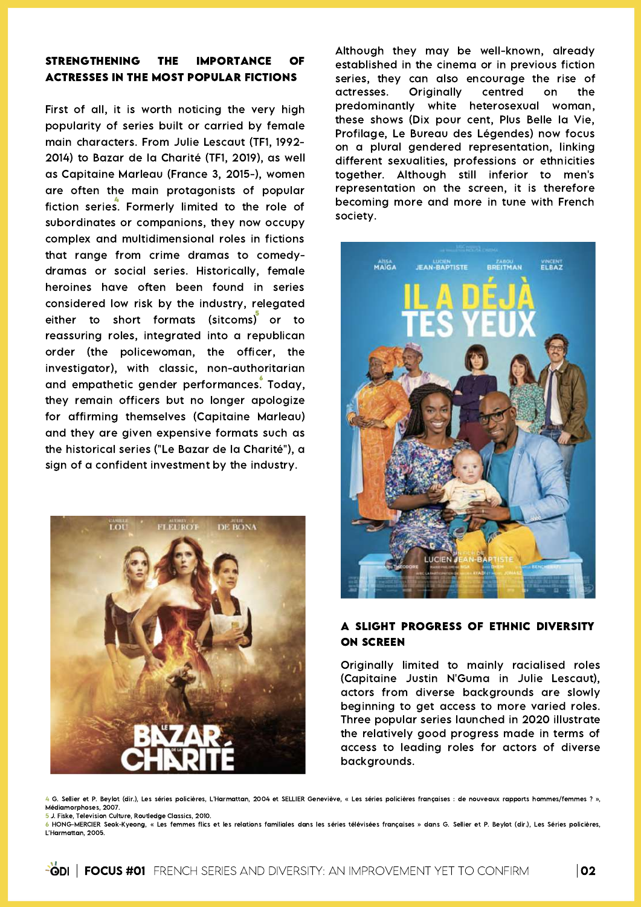## STRENGTHENING THE IMPORTANCE OF ACTRESSES IN THE MOST POPULAR FICTIONS

First of all, it is worth noticing the very high popularity of series built or carried by female main characters. From Julie Lescaut (TF1, 1992-2014) to Bazar de la Charité (TF1, 2019), as well as Capitaine Marleau (France 3, 2015-), women are often the main protagonists of popular fiction series.[4] Formerly limited to the role of subordinates or companions, they now occupy complex and multidimensional roles in fictions that range from crime dramas to comedy-dramas or social series. Historically, female heroines have often been found in series considered low risk by the industry, relegated either to short formats (sitcoms)[5] or to reassuring roles, integrated into a republican order (the policewoman, the officer, the investigator), with classic, non-authoritarian and empathetic gender performances.[6] Today, they remain officers but no longer apologize for affirming themselves (Capitaine Marleau) and they are given expensive formats such as the historical series ("Le Bazar de la Charité"), a sign of a confident investment by the industry.

Although they may be well-known, already established in the cinema or in previous fiction series, they can also encourage the rise of actresses. Originally centred on the predominantly white heterosexual woman, these shows (Dix pour cent, Plus Belle la Vie, Profilage, Le Bureau des Légendes) now focus on a plural gendered representation, linking different sexualities, professions or ethnicities together. Although still inferior to men's representation on the screen, it is therefore becoming more and more in tune with French society.

## A SLIGHT PROGRESS OF ETHNIC DIVERSITY ON SCREEN

Originally limited to mainly racialised roles (Capitaine Justin N'Guma in Julie Lescaut), actors from diverse backgrounds are slowly beginning to get access to more varied roles. Three popular series launched in 2020 illustrate the relatively good progress made in terms of access to leading roles for actors of diverse backgrounds.

---

4 G. Sellier et P. Beylot (dir.), Les séries policières, L'Harmattan, 2004 et SELLIER Geneviève, « Les séries policières françaises : de nouveaux rapports hommes/femmes ? », Médiamorphoses, 2007.
5 J. Fiske, Television Culture, Routledge Classics, 2010.
6 HONG-MERCIER Seok-Kyeong, « Les femmes flics et les relations familiales dans les séries télévisées françaises » dans G. Sellier et P. Beylot (dir.), Les Séries policières, L'Harmattan, 2005.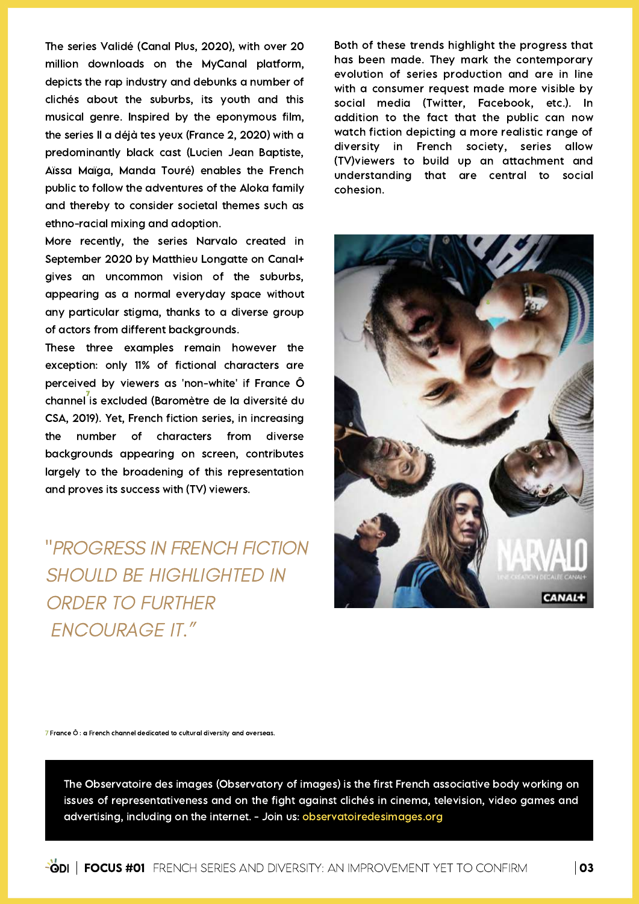The series Validé (Canal Plus, 2020), with over 20 million downloads on the MyCanal platform, depicts the rap industry and debunks a number of clichés about the suburbs, its youth and this musical genre. Inspired by the eponymous film, the series Il a déjà tes yeux (France 2, 2020) with a predominantly black cast (Lucien Jean Baptiste, Aïssa Maïga, Manda Touré) enables the French public to follow the adventures of the Aloka family and thereby to consider societal themes such as ethno-racial mixing and adoption.

More recently, the series Narvalo created in September 2020 by Matthieu Longatte on Canal+ gives an uncommon vision of the suburbs, appearing as a normal everyday space without any particular stigma, thanks to a diverse group of actors from different backgrounds.

These three examples remain however the exception: only 11% of fictional characters are perceived by viewers as 'non-white' if France Ô channel[7] is excluded (Baromètre de la diversité du CSA, 2019). Yet, French fiction series, in increasing the number of characters from diverse backgrounds appearing on screen, contributes largely to the broadening of this representation and proves its success with (TV) viewers.

*"PROGRESS IN FRENCH FICTION SHOULD BE HIGHLIGHTED IN ORDER TO FURTHER ENCOURAGE IT."*

Both of these trends highlight the progress that has been made. They mark the contemporary evolution of series production and are in line with a consumer request made more visible by social media (Twitter, Facebook, etc.). In addition to the fact that the public can now watch fiction depicting a more realistic range of diversity in French society, series allow (TV)viewers to build up an attachment and understanding that are central to social cohesion.

[7] France Ô : a French channel dedicated to cultural diversity and overseas.

The Observatoire des images (Observatory of images) is the first French associative body working on issues of representativeness and on the fight against clichés in cinema, television, video games and advertising, including on the internet. - Join us: observatoiredesimages.org